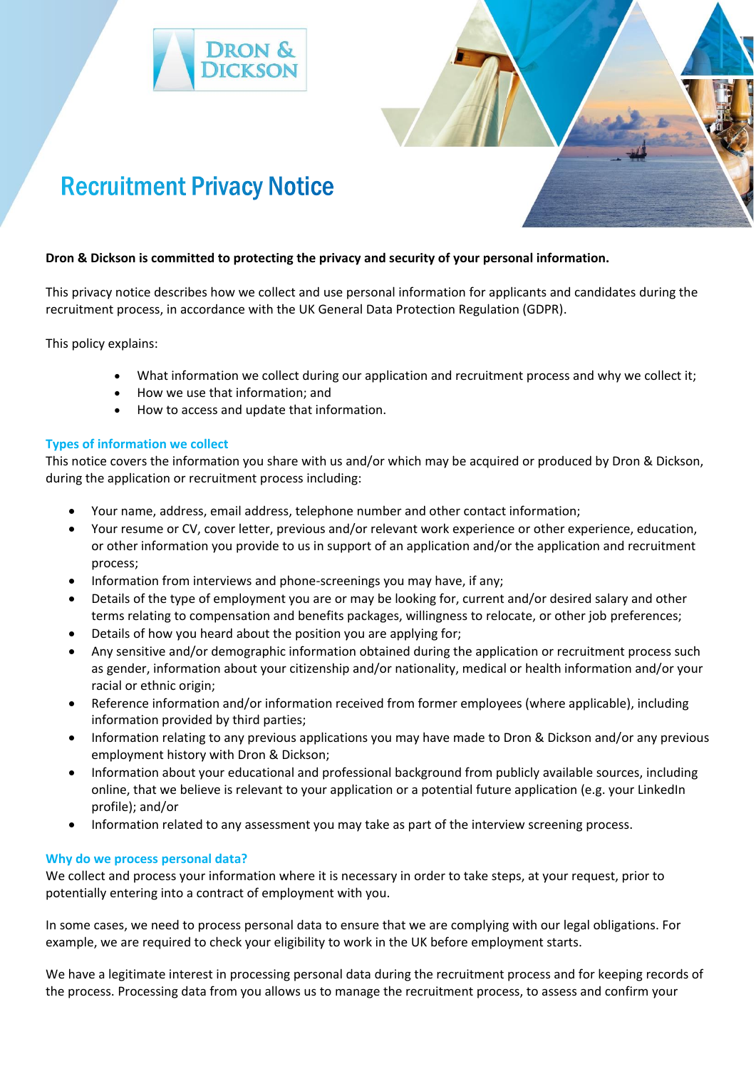# Recruitment Privacy Notice

**Dron & Dickson is committed to protecting the privacy and security of your personal information.**

This privacy notice describes how we collect and use personal information for applicants and candidates during the recruitment process, in accordance with the UK General Data Protection Regulation (GDPR).

This policy explains:

- What information we collect during our application and recruitment process and why we collect it;
- How we use that information; and
- How to access and update that information.

## Types of information we collect

This notice covers the information you share with us and/or which may be acquired or produced by Dron & Dickson, during the application or recruitment process including:

- Your name, address, email address, telephone number and other contact information;
- Your resume or CV, cover letter, previous and/or relevant work experience or other experience, education, or other information you provide to us in support of an application and/or the application and recruitment process;
- Information from interviews and phone-screenings you may have, if any;
- Details of the type of employment you are or may be looking for, current and/or desired salary and other terms relating to compensation and benefits packages, willingness to relocate, or other job preferences;
- Details of how you heard about the position you are applying for;
- Any sensitive and/or demographic information obtained during the application or recruitment process such as gender, information about your citizenship and/or nationality, medical or health information and/or your racial or ethnic origin;
- Reference information and/or information received from former employees (where applicable), including information provided by third parties;
- Information relating to any previous applications you may have made to Dron & Dickson and/or any previous employment history with Dron & Dickson;
- Information about your educational and professional background from publicly available sources, including online, that we believe is relevant to your application or a potential future application (e.g. your LinkedIn profile); and/or
- Information related to any assessment you may take as part of the interview screening process.

## Why do we process personal data?

We collect and process your information where it is necessary in order to take steps, at your request, prior to potentially entering into a contract of employment with you.

In some cases, we need to process personal data to ensure that we are complying with our legal obligations. For example, we are required to check your eligibility to work in the UK before employment starts.

We have a legitimate interest in processing personal data during the recruitment process and for keeping records of the process. Processing data from you allows us to manage the recruitment process, to assess and confirm your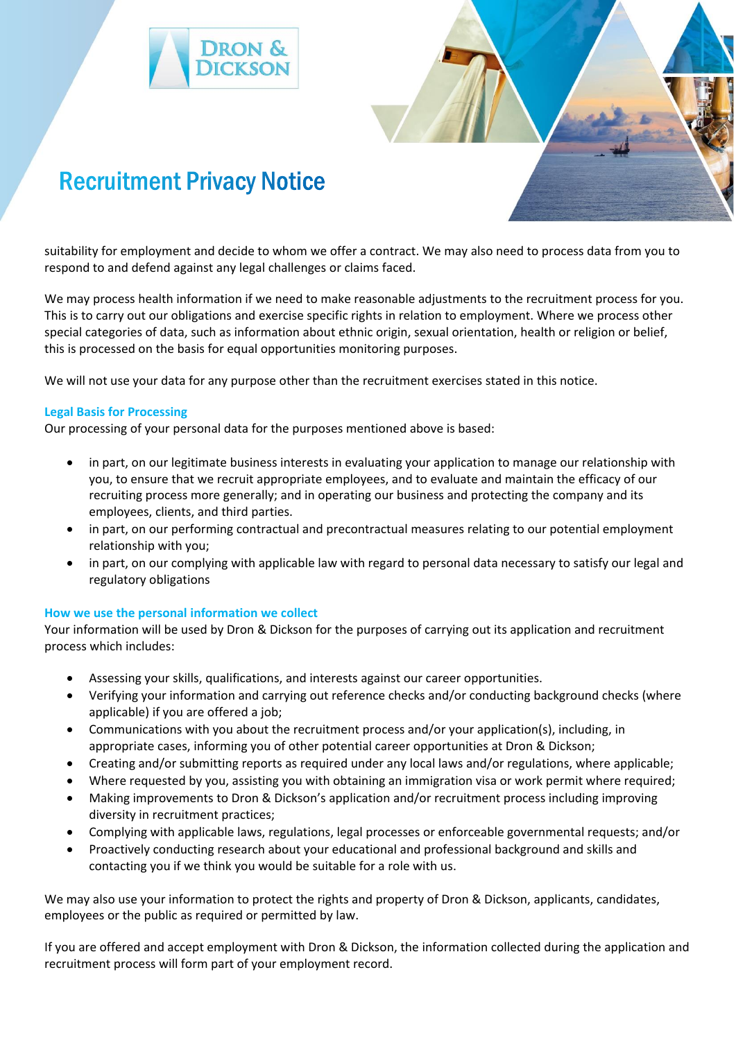suitability for employment and decide to whom we offer a contract. We may also need to process data from you to respond to and defend against any legal challenges or claims faced.

We may process health information if we need to make reasonable adjustments to the recruitment process for you. This is to carry out our obligations and exercise specific rights in relation to employment. Where we process other special categories of data, such as information about ethnic origin, sexual orientation, health or religion or belief, this is processed on the basis for equal opportunities monitoring purposes.

We will not use your data for any purpose other than the recruitment exercises stated in this notice.

### Legal Basis for Processing

Our processing of your personal data for the purposes mentioned above is based:

- in part, on our legitimate business interests in evaluating your application to manage our relationship with you, to ensure that we recruit appropriate employees, and to evaluate and maintain the efficacy of our recruiting process more generally; and in operating our business and protecting the company and its employees, clients, and third parties.
- in part, on our performing contractual and precontractual measures relating to our potential employment relationship with you;
- in part, on our complying with applicable law with regard to personal data necessary to satisfy our legal and regulatory obligations

### How we use the personal information we collect

Your information will be used by Dron & Dickson for the purposes of carrying out its application and recruitment process which includes:

- Assessing your skills, qualifications, and interests against our career opportunities.
- Verifying your information and carrying out reference checks and/or conducting background checks (where applicable) if you are offered a job;
- Communications with you about the recruitment process and/or your application(s), including, in appropriate cases, informing you of other potential career opportunities at Dron & Dickson;
- Creating and/or submitting reports as required under any local laws and/or regulations, where applicable;
- Where requested by you, assisting you with obtaining an immigration visa or work permit where required;
- Making improvements to Dron & Dickson's application and/or recruitment process including improving diversity in recruitment practices;
- Complying with applicable laws, regulations, legal processes or enforceable governmental requests; and/or
- Proactively conducting research about your educational and professional background and skills and contacting you if we think you would be suitable for a role with us.

We may also use your information to protect the rights and property of Dron & Dickson, applicants, candidates, employees or the public as required or permitted by law.

If you are offered and accept employment with Dron & Dickson, the information collected during the application and recruitment process will form part of your employment record.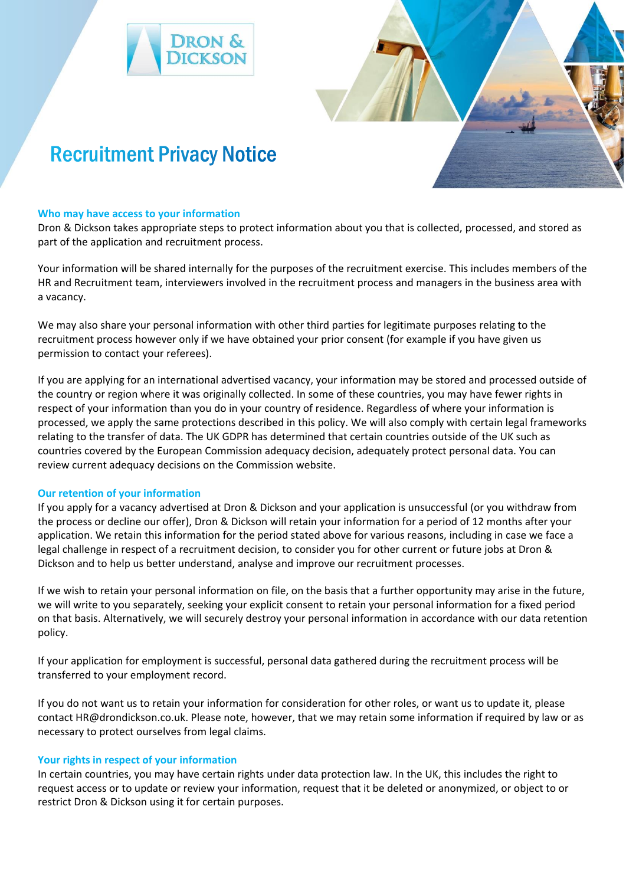# Recruitment Privacy Notice

### Who may have access to your information

Dron & Dickson takes appropriate steps to protect information about you that is collected, processed, and stored as part of the application and recruitment process.

Your information will be shared internally for the purposes of the recruitment exercise. This includes members of the HR and Recruitment team, interviewers involved in the recruitment process and managers in the business area with a vacancy.

We may also share your personal information with other third parties for legitimate purposes relating to the recruitment process however only if we have obtained your prior consent (for example if you have given us permission to contact your referees).

If you are applying for an international advertised vacancy, your information may be stored and processed outside of the country or region where it was originally collected. In some of these countries, you may have fewer rights in respect of your information than you do in your country of residence. Regardless of where your information is processed, we apply the same protections described in this policy. We will also comply with certain legal frameworks relating to the transfer of data. The UK GDPR has determined that certain countries outside of the UK such as countries covered by the European Commission adequacy decision, adequately protect personal data. You can review current adequacy decisions on the Commission website.

### Our retention of your information

If you apply for a vacancy advertised at Dron & Dickson and your application is unsuccessful (or you withdraw from the process or decline our offer), Dron & Dickson will retain your information for a period of 12 months after your application. We retain this information for the period stated above for various reasons, including in case we face a legal challenge in respect of a recruitment decision, to consider you for other current or future jobs at Dron & Dickson and to help us better understand, analyse and improve our recruitment processes.

If we wish to retain your personal information on file, on the basis that a further opportunity may arise in the future, we will write to you separately, seeking your explicit consent to retain your personal information for a fixed period on that basis. Alternatively, we will securely destroy your personal information in accordance with our data retention policy.

If your application for employment is successful, personal data gathered during the recruitment process will be transferred to your employment record.

If you do not want us to retain your information for consideration for other roles, or want us to update it, please contact HR@drondickson.co.uk. Please note, however, that we may retain some information if required by law or as necessary to protect ourselves from legal claims.

### Your rights in respect of your information

In certain countries, you may have certain rights under data protection law. In the UK, this includes the right to request access or to update or review your information, request that it be deleted or anonymized, or object to or restrict Dron & Dickson using it for certain purposes.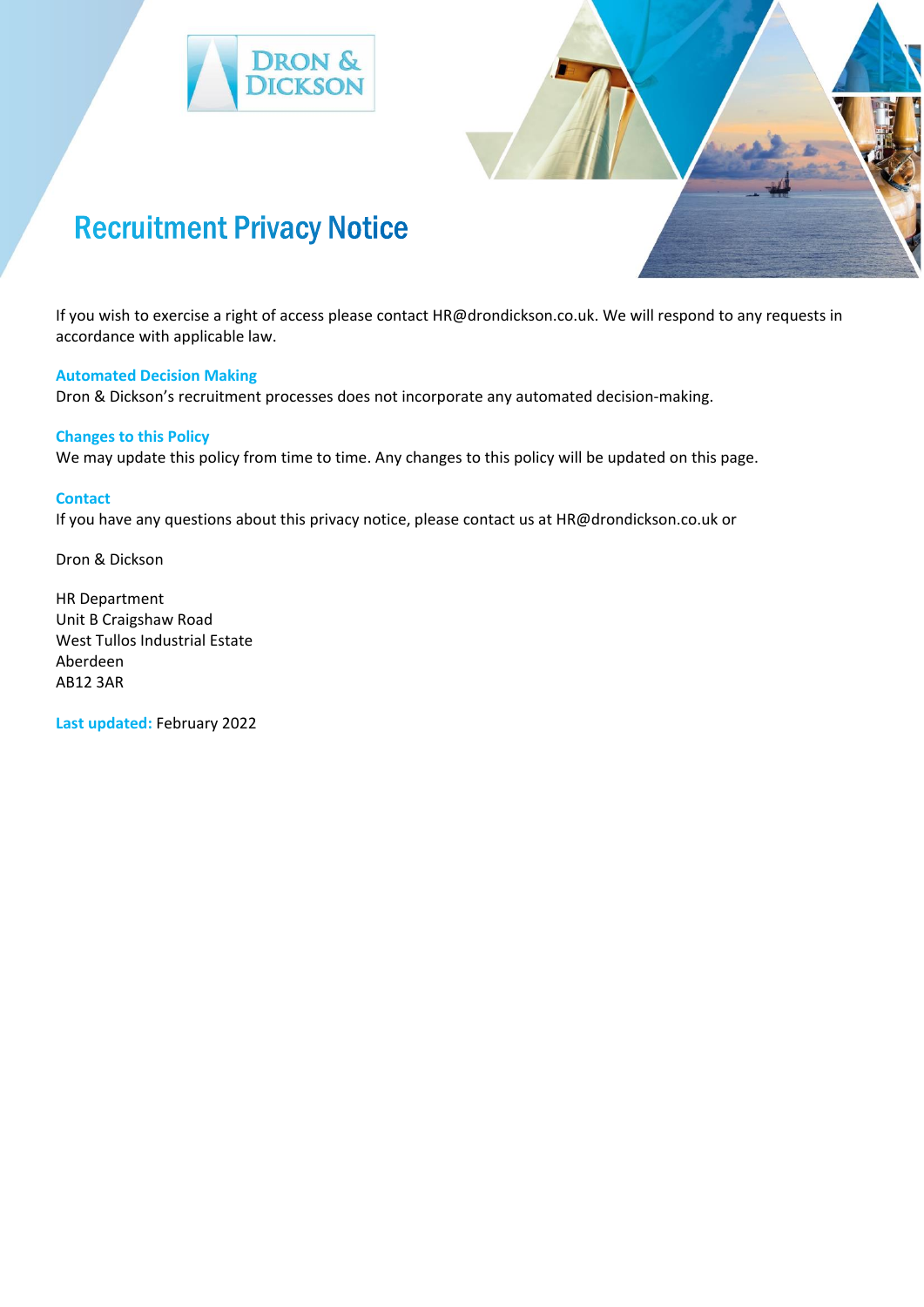# Recruitment Privacy Notice

If you wish to exercise a right of access please contact HR@drondickson.co.uk. We will respond to any requests in accordance with applicable law.

### Automated Decision Making

Dron & Dickson's recruitment processes does not incorporate any automated decision-making.

### Changes to this Policy

We may update this policy from time to time. Any changes to this policy will be updated on this page.

### Contact

If you have any questions about this privacy notice, please contact us at HR@drondickson.co.uk or

Dron & Dickson

HR Department
Unit B Craigshaw Road
West Tullos Industrial Estate
Aberdeen
AB12 3AR

**Last updated:** February 2022